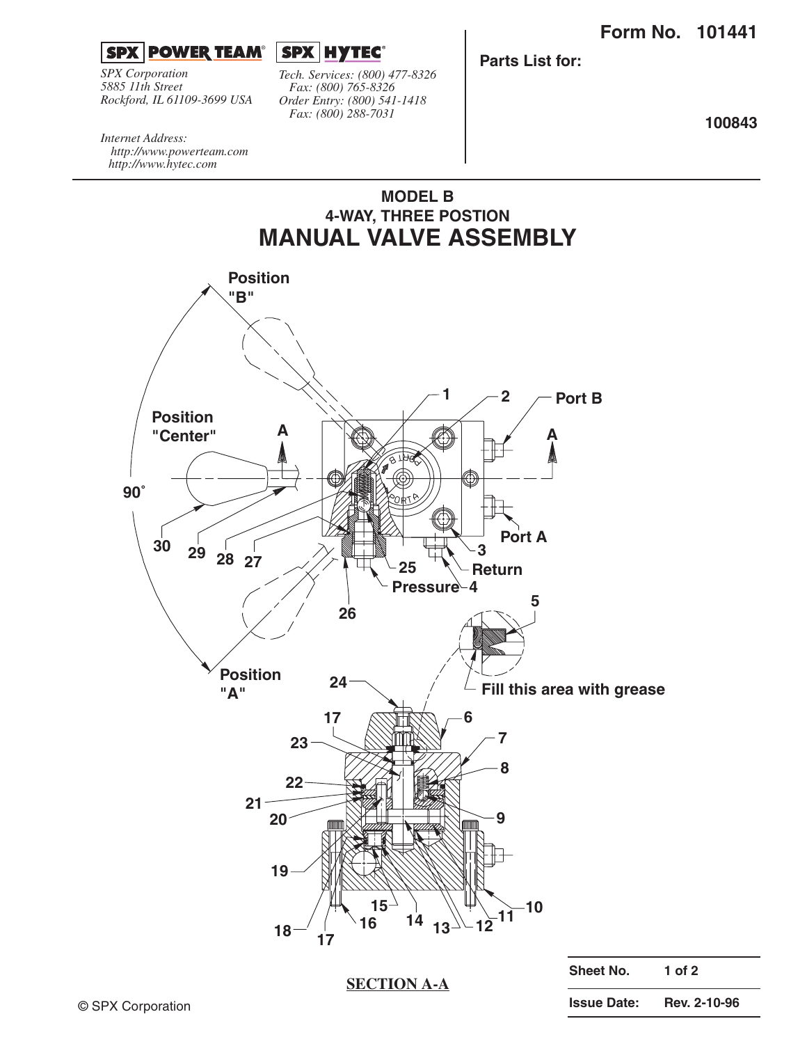**SPX POWER TEAM** **SPX HYTEC**

*SPX Corporation*
*5885 11th Street*
*Rockford, IL 61109-3699 USA*

*Tech. Services: (800) 477-8326*
*Fax: (800) 765-8326*
*Order Entry: (800) 541-1418*
*Fax: (800) 288-7031*

*Internet Address:*
*http://www.powerteam.com*
*http://www.hytec.com*

**Form No. 101441**

**Parts List for:**

**100843**

## MODEL B
## 4-WAY, THREE POSTION
# MANUAL VALVE ASSEMBLY

Position "B"

Position "Center"

Position "A"

90˚

A A

Port B

Port A

Return

Pressure

Fill this area with grease

1 2 3 4 5 6 7 8 9 10 11 12 13 14 15 16 17 18 19 20 21 22 23 24 25 26 27 28 29 30

**SECTION A-A**

| Sheet No. | 1 of 2 |
|---|---|
| Issue Date: | Rev. 2-10-96 |

© SPX Corporation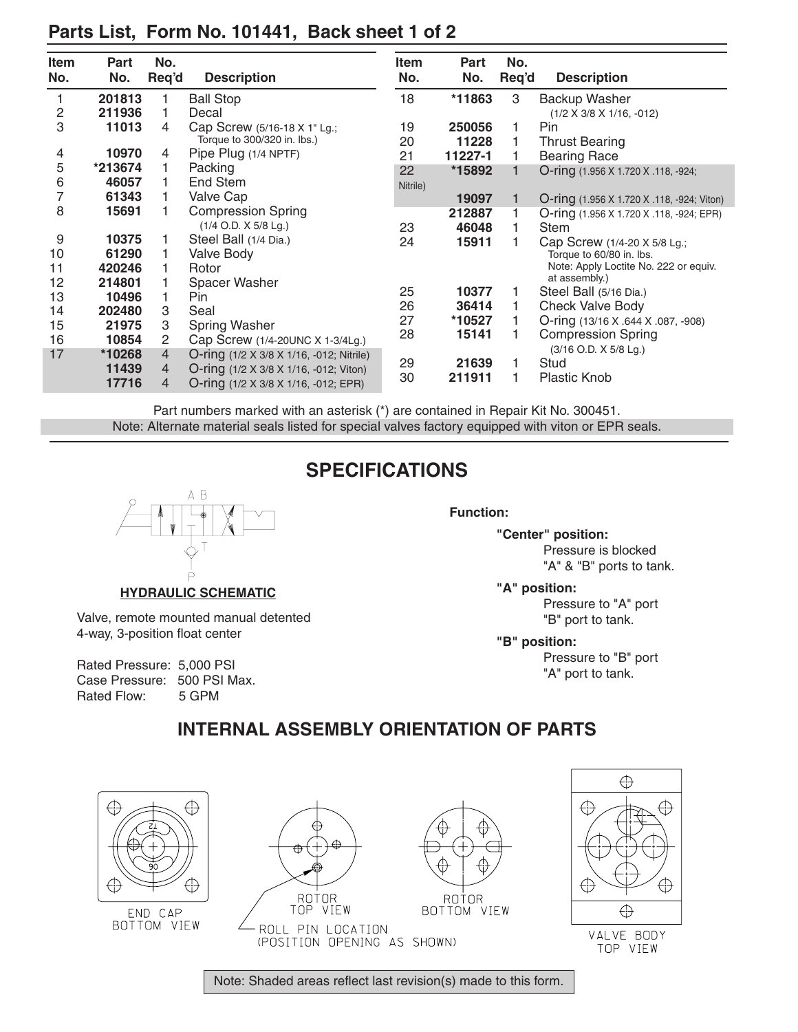## Parts List, Form No. 101441, Back sheet 1 of 2

| Item No. | Part No. | No. Req'd | Description |
|---|---|---|---|
| 1 | 201813 | 1 | Ball Stop |
| 2 | 211936 | 1 | Decal |
| 3 | 11013 | 4 | Cap Screw (5/16-18 X 1" Lg.; Torque to 300/320 in. lbs.) |
| 4 | 10970 | 4 | Pipe Plug (1/4 NPTF) |
| 5 | *213674 | 1 | Packing |
| 6 | 46057 | 1 | End Stem |
| 7 | 61343 | 1 | Valve Cap |
| 8 | 15691 | 1 | Compression Spring (1/4 O.D. X 5/8 Lg.) |
| 9 | 10375 | 1 | Steel Ball (1/4 Dia.) |
| 10 | 61290 | 1 | Valve Body |
| 11 | 420246 | 1 | Rotor |
| 12 | 214801 | 1 | Spacer Washer |
| 13 | 10496 | 1 | Pin |
| 14 | 202480 | 3 | Seal |
| 15 | 21975 | 3 | Spring Washer |
| 16 | 10854 | 2 | Cap Screw (1/4-20UNC X 1-3/4Lg.) |
| 17 | *10268 | 4 | O-ring (1/2 X 3/8 X 1/16, -012; Nitrile) |
| | 11439 | 4 | O-ring (1/2 X 3/8 X 1/16, -012; Viton) |
| | 17716 | 4 | O-ring (1/2 X 3/8 X 1/16, -012; EPR) |
| 18 | *11863 | 3 | Backup Washer (1/2 X 3/8 X 1/16, -012) |
| 19 | 250056 | 1 | Pin |
| 20 | 11228 | 1 | Thrust Bearing |
| 21 | 11227-1 | 1 | Bearing Race |
| 22 | *15892 | 1 | O-ring (1.956 X 1.720 X .118, -924; Nitrile) |
| | 19097 | 1 | O-ring (1.956 X 1.720 X .118, -924; Viton) |
| | 212887 | 1 | O-ring (1.956 X 1.720 X .118, -924; EPR) |
| 23 | 46048 | 1 | Stem |
| 24 | 15911 | 1 | Cap Screw (1/4-20 X 5/8 Lg.; Torque to 60/80 in. lbs. Note: Apply Loctite No. 222 or equiv. at assembly.) |
| 25 | 10377 | 1 | Steel Ball (5/16 Dia.) |
| 26 | 36414 | 1 | Check Valve Body |
| 27 | *10527 | 1 | O-ring (13/16 X .644 X .087, -908) |
| 28 | 15141 | 1 | Compression Spring (3/16 O.D. X 5/8 Lg.) |
| 29 | 21639 | 1 | Stud |
| 30 | 211911 | 1 | Plastic Knob |

Part numbers marked with an asterisk (*) are contained in Repair Kit No. 300451.

Note: Alternate material seals listed for special valves factory equipped with viton or EPR seals.

## SPECIFICATIONS

**HYDRAULIC SCHEMATIC**

Valve, remote mounted manual detented 4-way, 3-position float center

Rated Pressure: 5,000 PSI
Case Pressure: 500 PSI Max.
Rated Flow: 5 GPM

**Function:**

**"Center" position:**
Pressure is blocked
"A" & "B" ports to tank.

**"A" position:**
Pressure to "A" port
"B" port to tank.

**"B" position:**
Pressure to "B" port
"A" port to tank.

## INTERNAL ASSEMBLY ORIENTATION OF PARTS

END CAP BOTTOM VIEW

ROTOR TOP VIEW

ROLL PIN LOCATION (POSITION OPENING AS SHOWN)

ROTOR BOTTOM VIEW

VALVE BODY TOP VIEW

Note: Shaded areas reflect last revision(s) made to this form.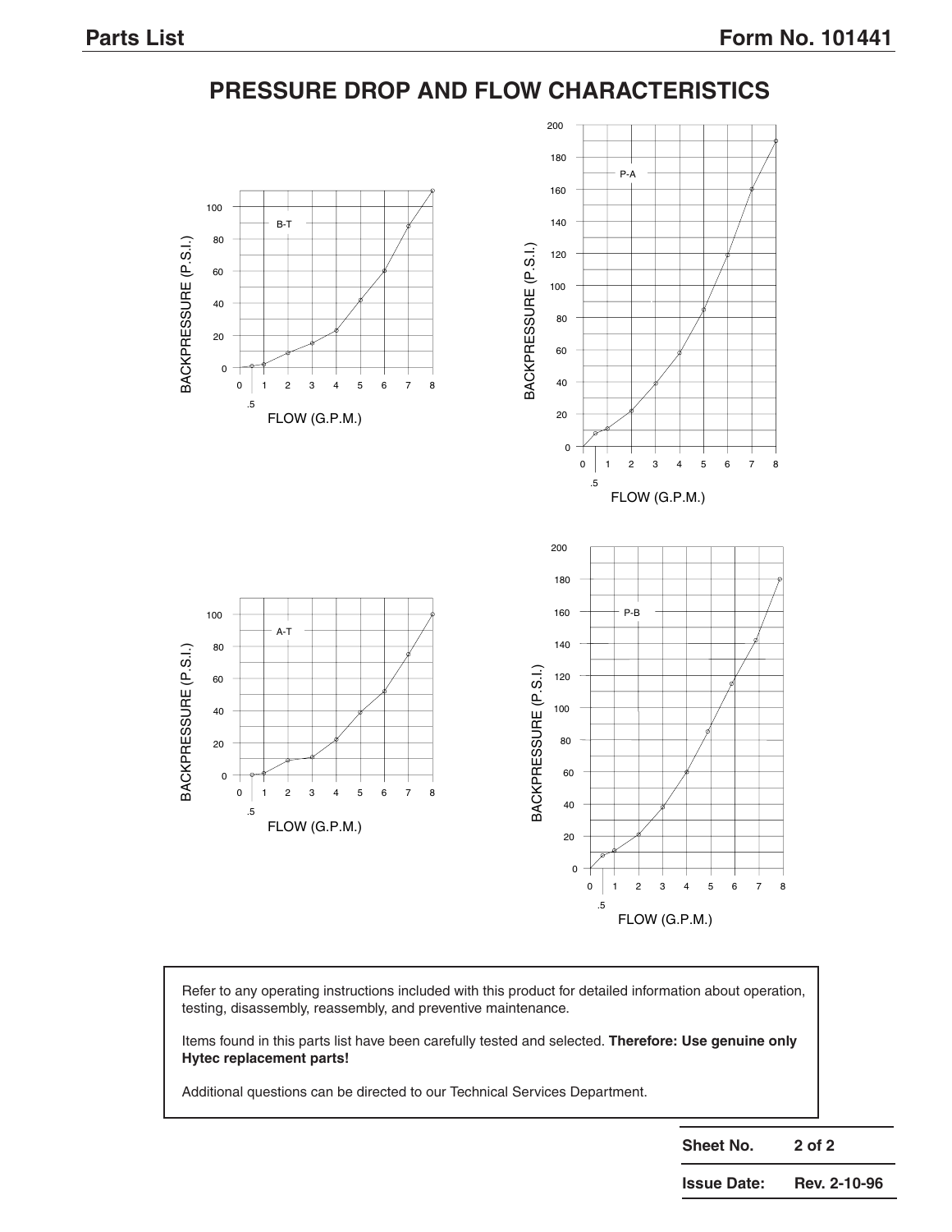# PRESSURE DROP AND FLOW CHARACTERISTICS

B-T

BACKPRESSURE (P.S.I.)

0 20 40 60 80 100

0 1 2 3 4 5 6 7 8

.5

FLOW (G.P.M.)

P-A

BACKPRESSURE (P.S.I.)

0 20 40 60 80 100 120 140 160 180 200

0 1 2 3 4 5 6 7 8

.5

FLOW (G.P.M.)

A-T

BACKPRESSURE (P.S.I.)

0 20 40 60 80 100

0 1 2 3 4 5 6 7 8

.5

FLOW (G.P.M.)

P-B

BACKPRESSURE (P.S.I.)

0 20 40 60 80 100 120 140 160 180 200

0 1 2 3 4 5 6 7 8

.5

FLOW (G.P.M.)

Refer to any operating instructions included with this product for detailed information about operation, testing, disassembly, reassembly, and preventive maintenance.

Items found in this parts list have been carefully tested and selected. **Therefore: Use genuine only Hytec replacement parts!**

Additional questions can be directed to our Technical Services Department.

| | |
|---|---|
| **Sheet No.** | **2 of 2** |
| **Issue Date:** | **Rev. 2-10-96** |